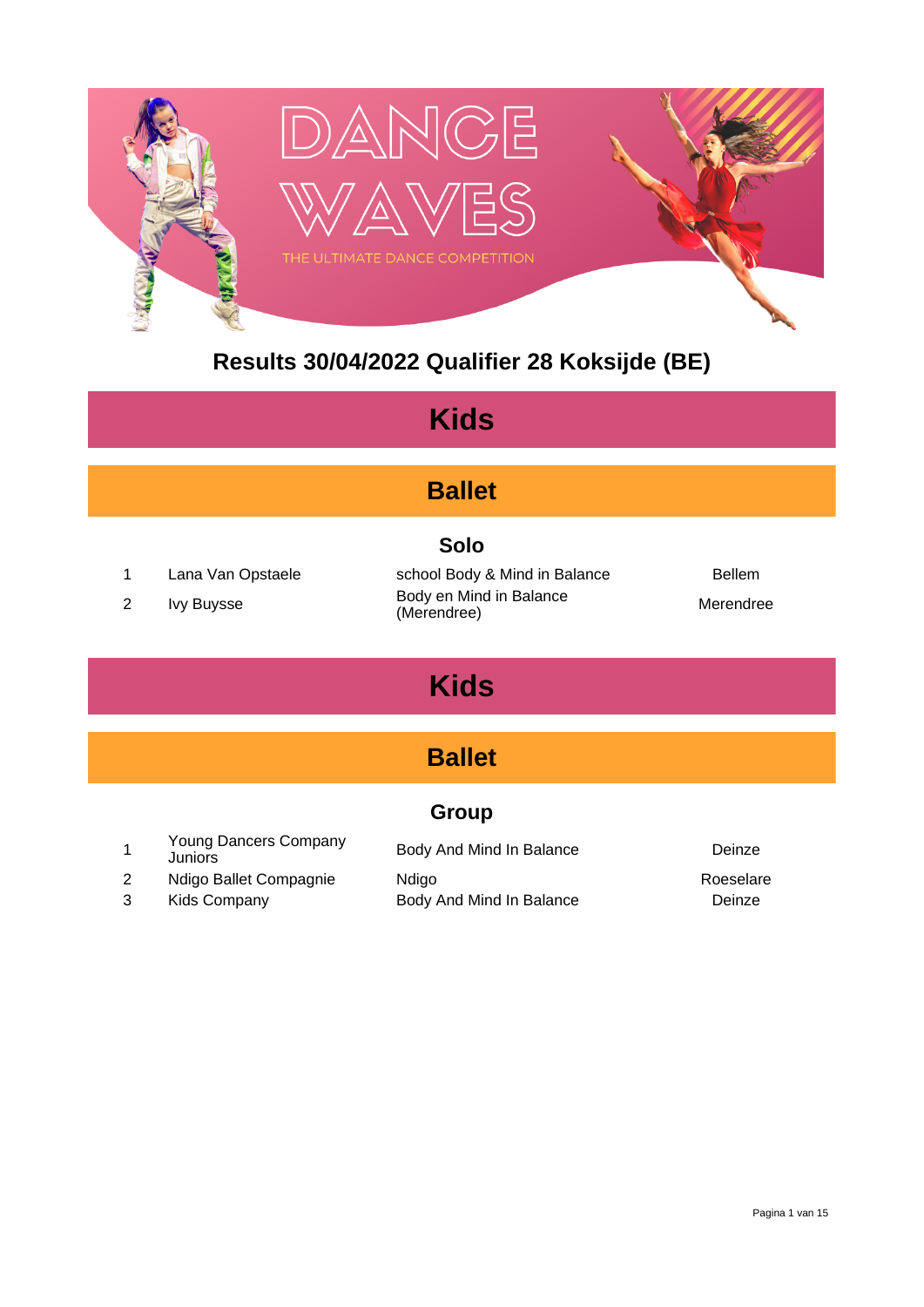DANCE WAVES

THE ULTIMATE DANCE COMPETITION

# Results 30/04/2022 Qualifier 28 Koksijde (BE)

## Kids

### Ballet

#### Solo

| | | | |
|---|---|---|---|
| 1 | Lana Van Opstaele | school Body & Mind in Balance | Bellem |
| 2 | Ivy Buysse | Body en Mind in Balance (Merendree) | Merendree |

## Kids

### Ballet

#### Group

| | | | |
|---|---|---|---|
| 1 | Young Dancers Company Juniors | Body And Mind In Balance | Deinze |
| 2 | Ndigo Ballet Compagnie | Ndigo | Roeselare |
| 3 | Kids Company | Body And Mind In Balance | Deinze |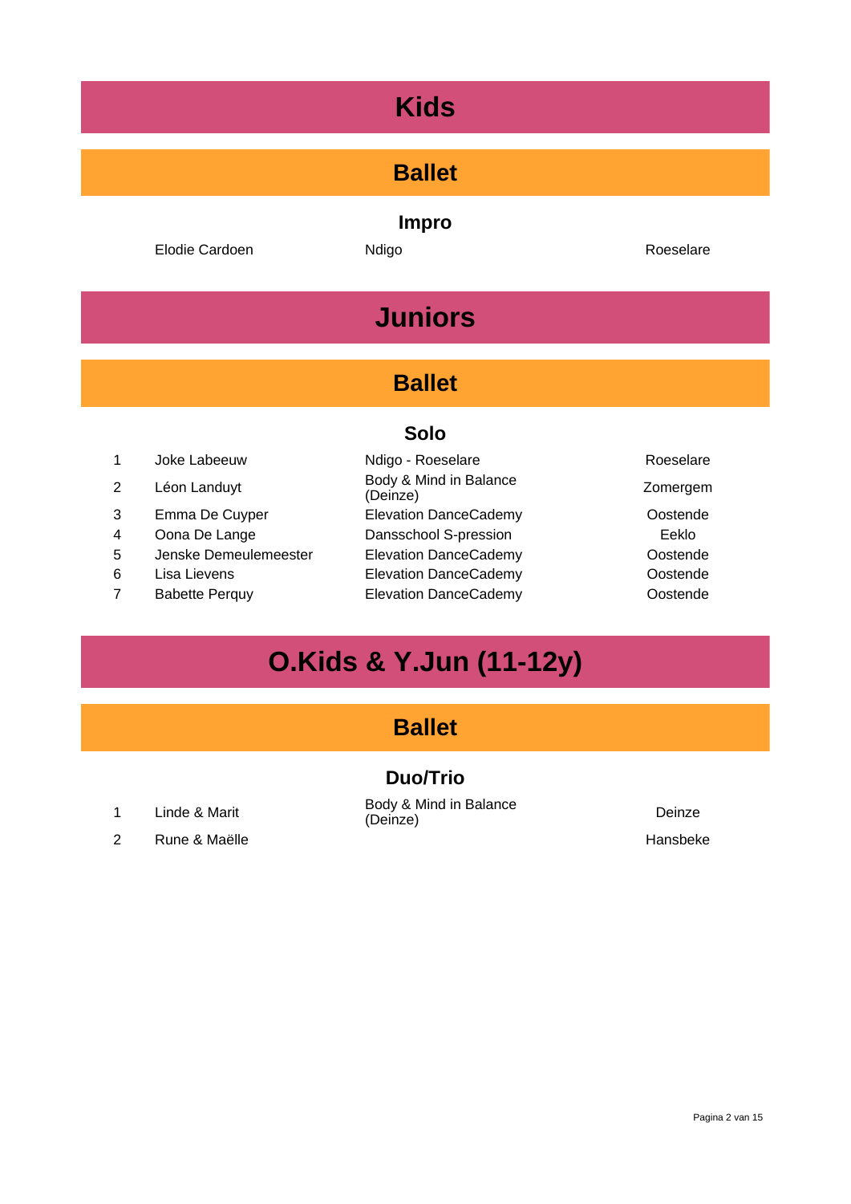# Kids

## Ballet

### Impro

| | | | |
|---|---|---|---|
| | Elodie Cardoen | Ndigo | Roeselare |

# Juniors

## Ballet

### Solo

| | | | |
|---|---|---|---|
| 1 | Joke Labeeuw | Ndigo - Roeselare | Roeselare |
| 2 | Léon Landuyt | Body & Mind in Balance (Deinze) | Zomergem |
| 3 | Emma De Cuyper | Elevation DanceCademy | Oostende |
| 4 | Oona De Lange | Dansschool S-pression | Eeklo |
| 5 | Jenske Demeulemeester | Elevation DanceCademy | Oostende |
| 6 | Lisa Lievens | Elevation DanceCademy | Oostende |
| 7 | Babette Perquy | Elevation DanceCademy | Oostende |

# O.Kids & Y.Jun (11-12y)

## Ballet

### Duo/Trio

| | | | |
|---|---|---|---|
| 1 | Linde & Marit | Body & Mind in Balance (Deinze) | Deinze |
| 2 | Rune & Maëlle | | Hansbeke |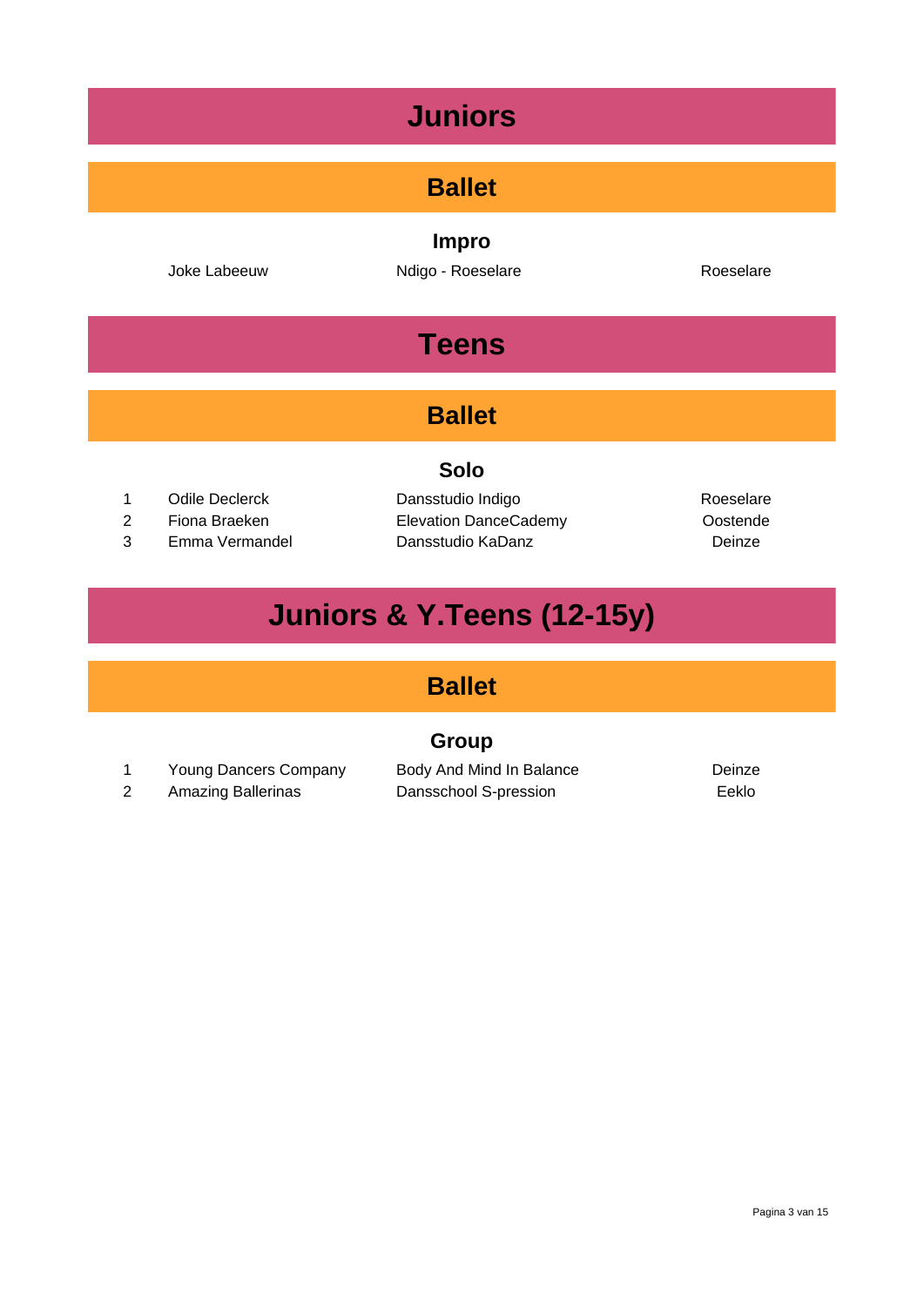# Juniors

## Ballet

### Impro

| | | | |
|---|---|---|---|
| | Joke Labeeuw | Ndigo - Roeselare | Roeselare |

# Teens

## Ballet

### Solo

| | | | |
|---|---|---|---|
| 1 | Odile Declerck | Dansstudio Indigo | Roeselare |
| 2 | Fiona Braeken | Elevation DanceCademy | Oostende |
| 3 | Emma Vermandel | Dansstudio KaDanz | Deinze |

# Juniors & Y.Teens (12-15y)

## Ballet

### Group

| | | | |
|---|---|---|---|
| 1 | Young Dancers Company | Body And Mind In Balance | Deinze |
| 2 | Amazing Ballerinas | Dansschool S-pression | Eeklo |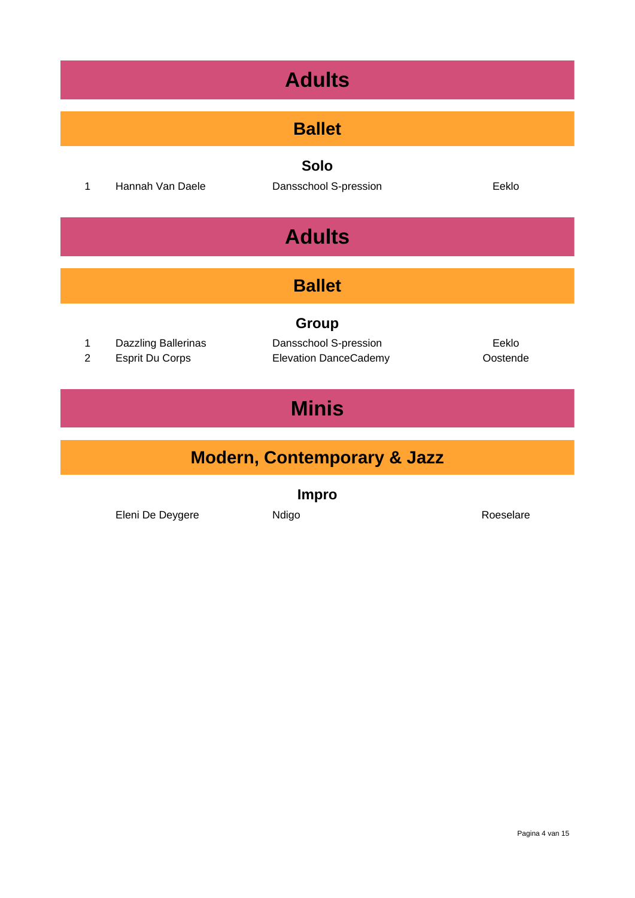# Adults

## Ballet

### Solo

| | | | |
|---|---|---|---|
| 1 | Hannah Van Daele | Dansschool S-pression | Eeklo |

# Adults

## Ballet

### Group

| | | | |
|---|---|---|---|
| 1 | Dazzling Ballerinas | Dansschool S-pression | Eeklo |
| 2 | Esprit Du Corps | Elevation DanceCademy | Oostende |

# Minis

## Modern, Contemporary & Jazz

### Impro

| | | | |
|---|---|---|---|
| | Eleni De Deygere | Ndigo | Roeselare |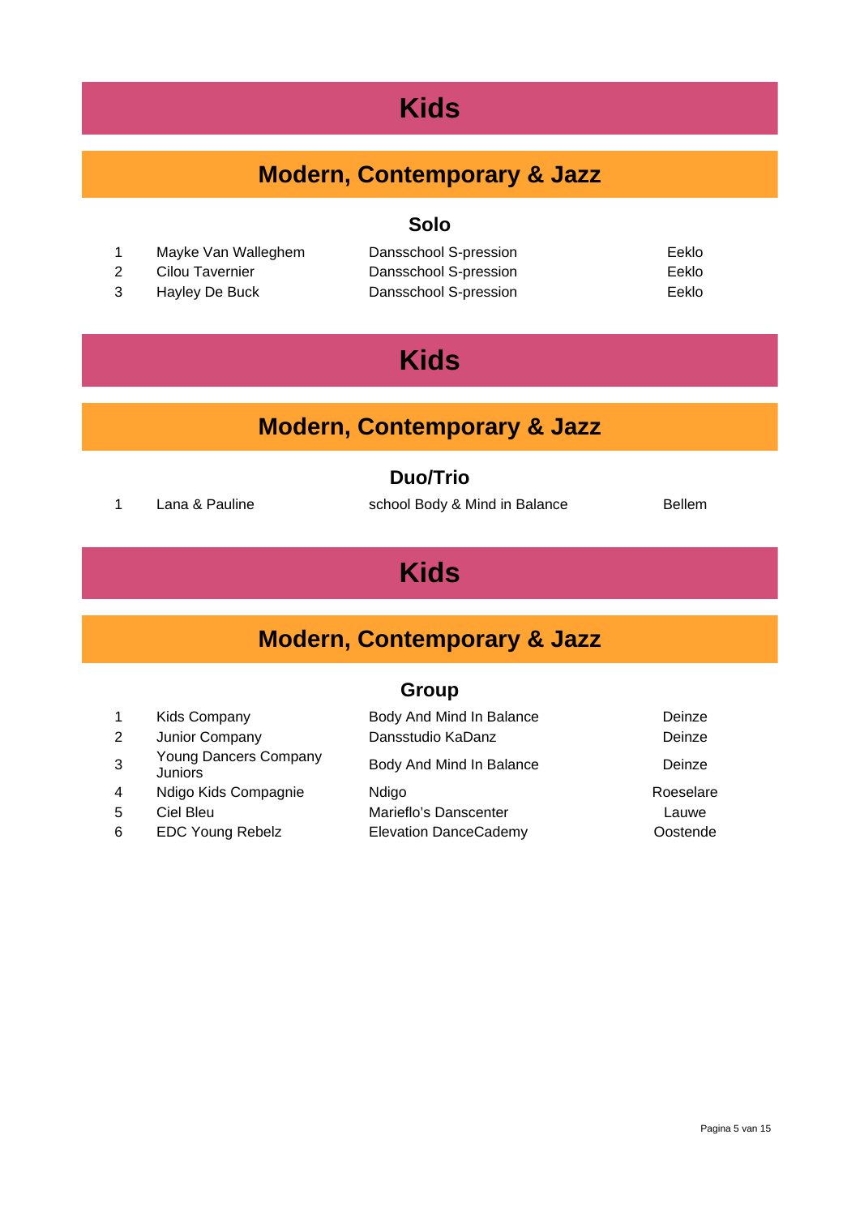# Kids

## Modern, Contemporary & Jazz

### Solo

| | | | |
|---|---|---|---|
| 1 | Mayke Van Walleghem | Dansschool S-pression | Eeklo |
| 2 | Cilou Tavernier | Dansschool S-pression | Eeklo |
| 3 | Hayley De Buck | Dansschool S-pression | Eeklo |

# Kids

## Modern, Contemporary & Jazz

### Duo/Trio

| | | | |
|---|---|---|---|
| 1 | Lana & Pauline | school Body & Mind in Balance | Bellem |

# Kids

## Modern, Contemporary & Jazz

### Group

| | | | |
|---|---|---|---|
| 1 | Kids Company | Body And Mind In Balance | Deinze |
| 2 | Junior Company | Dansstudio KaDanz | Deinze |
| 3 | Young Dancers Company Juniors | Body And Mind In Balance | Deinze |
| 4 | Ndigo Kids Compagnie | Ndigo | Roeselare |
| 5 | Ciel Bleu | Marieflo's Danscenter | Lauwe |
| 6 | EDC Young Rebelz | Elevation DanceCademy | Oostende |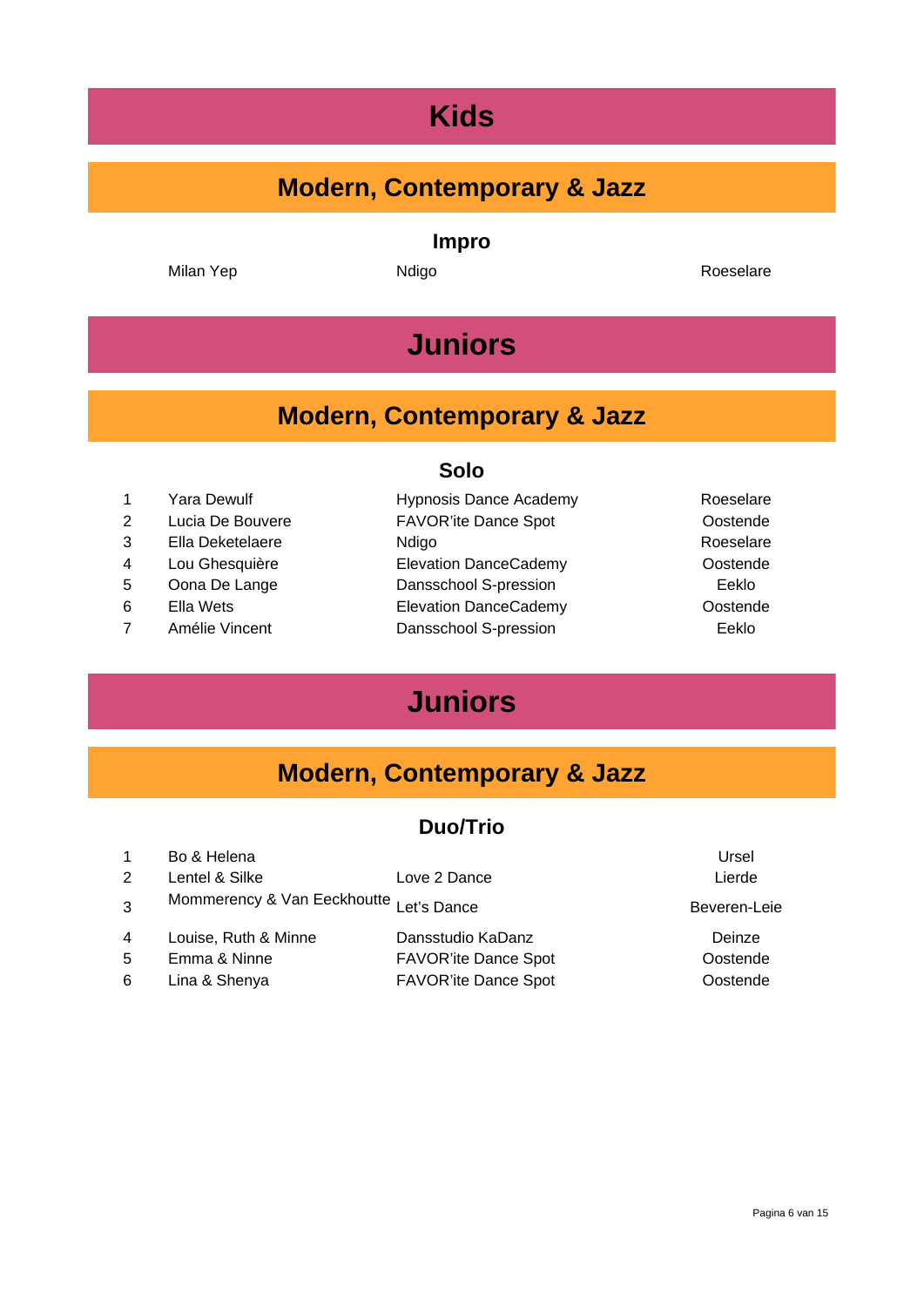# Kids

## Modern, Contemporary & Jazz

### Impro

| Name | School | City |
|---|---|---|
| Milan Yep | Ndigo | Roeselare |

# Juniors

## Modern, Contemporary & Jazz

### Solo

| | Name | School | City |
|---|---|---|---|
| 1 | Yara Dewulf | Hypnosis Dance Academy | Roeselare |
| 2 | Lucia De Bouvere | FAVOR'ite Dance Spot | Oostende |
| 3 | Ella Deketelaere | Ndigo | Roeselare |
| 4 | Lou Ghesquière | Elevation DanceCademy | Oostende |
| 5 | Oona De Lange | Dansschool S-pression | Eeklo |
| 6 | Ella Wets | Elevation DanceCademy | Oostende |
| 7 | Amélie Vincent | Dansschool S-pression | Eeklo |

# Juniors

## Modern, Contemporary & Jazz

### Duo/Trio

| | Name | School | City |
|---|---|---|---|
| 1 | Bo & Helena | | Ursel |
| 2 | Lentel & Silke | Love 2 Dance | Lierde |
| 3 | Mommerency & Van Eeckhoutte | Let's Dance | Beveren-Leie |
| 4 | Louise, Ruth & Minne | Dansstudio KaDanz | Deinze |
| 5 | Emma & Ninne | FAVOR'ite Dance Spot | Oostende |
| 6 | Lina & Shenya | FAVOR'ite Dance Spot | Oostende |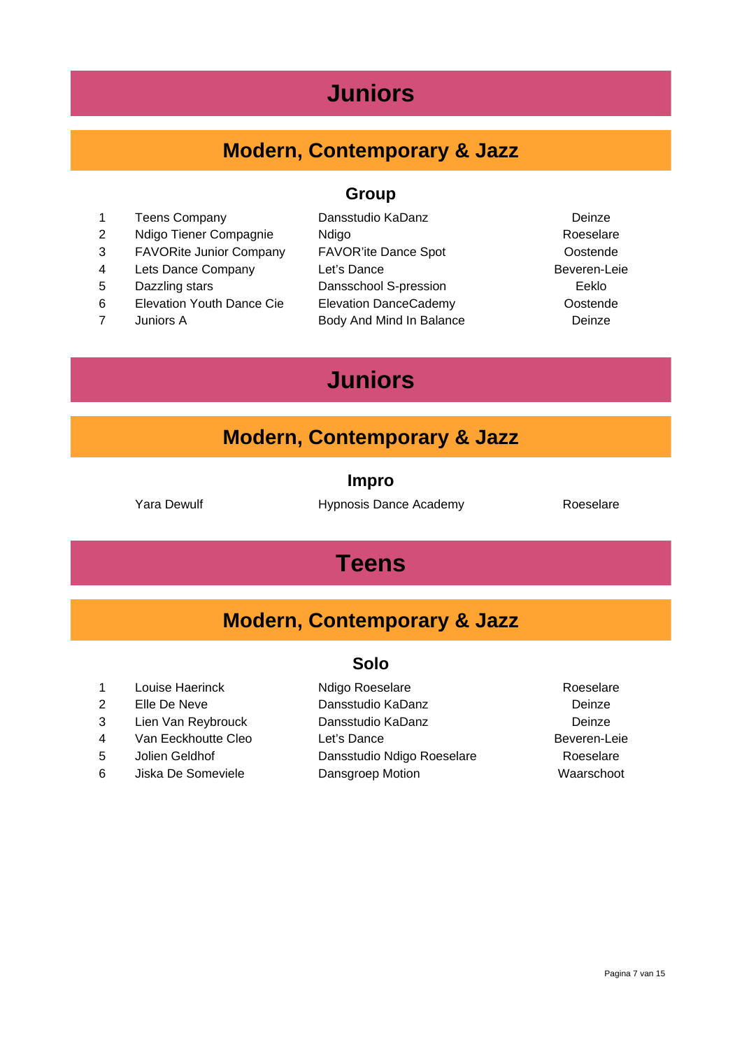# Juniors

## Modern, Contemporary & Jazz

### Group

| | | | |
|---|---|---|---|
| 1 | Teens Company | Dansstudio KaDanz | Deinze |
| 2 | Ndigo Tiener Compagnie | Ndigo | Roeselare |
| 3 | FAVORite Junior Company | FAVOR'ite Dance Spot | Oostende |
| 4 | Lets Dance Company | Let's Dance | Beveren-Leie |
| 5 | Dazzling stars | Dansschool S-pression | Eeklo |
| 6 | Elevation Youth Dance Cie | Elevation DanceCademy | Oostende |
| 7 | Juniors A | Body And Mind In Balance | Deinze |

# Juniors

## Modern, Contemporary & Jazz

### Impro

| | | |
|---|---|---|
| Yara Dewulf | Hypnosis Dance Academy | Roeselare |

# Teens

## Modern, Contemporary & Jazz

### Solo

| | | | |
|---|---|---|---|
| 1 | Louise Haerinck | Ndigo Roeselare | Roeselare |
| 2 | Elle De Neve | Dansstudio KaDanz | Deinze |
| 3 | Lien Van Reybrouck | Dansstudio KaDanz | Deinze |
| 4 | Van Eeckhoutte Cleo | Let's Dance | Beveren-Leie |
| 5 | Jolien Geldhof | Dansstudio Ndigo Roeselare | Roeselare |
| 6 | Jiska De Someviele | Dansgroep Motion | Waarschoot |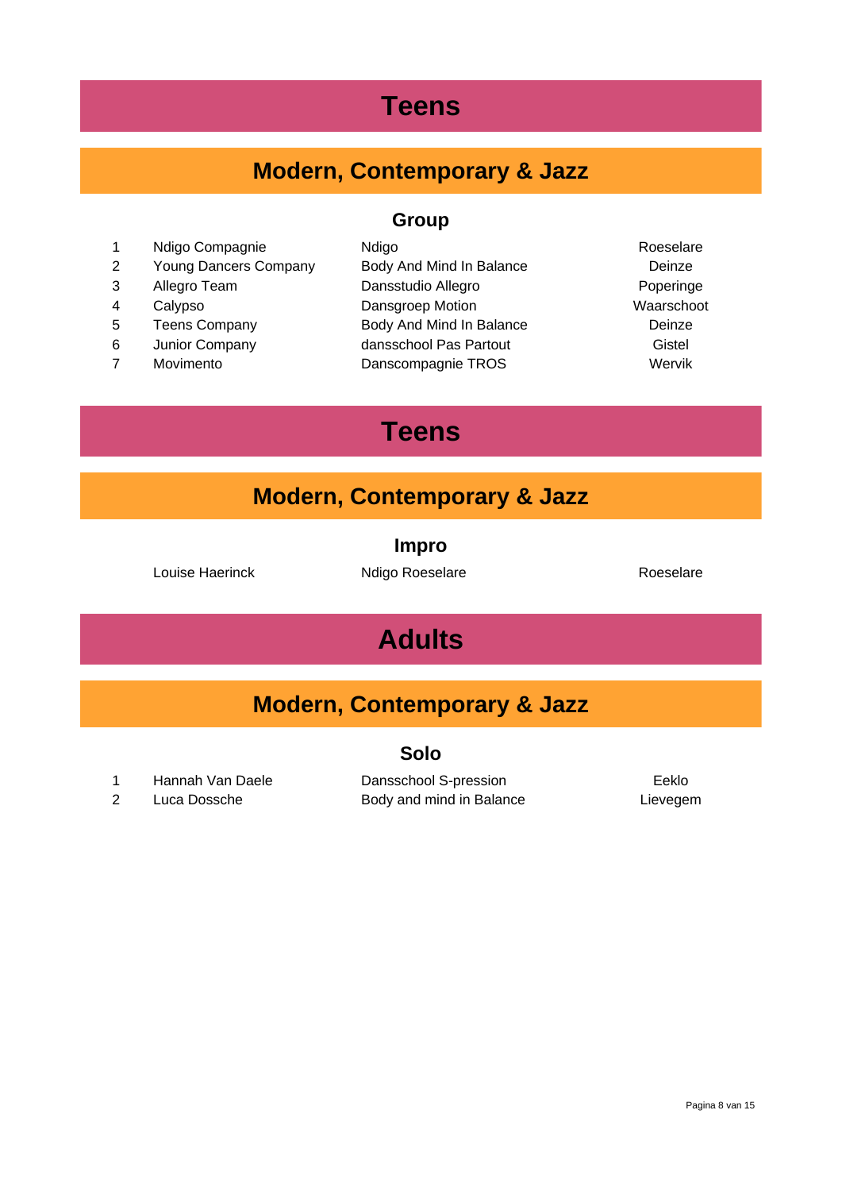# Teens

## Modern, Contemporary & Jazz

### Group

| | | | |
|---|---|---|---|
| 1 | Ndigo Compagnie | Ndigo | Roeselare |
| 2 | Young Dancers Company | Body And Mind In Balance | Deinze |
| 3 | Allegro Team | Dansstudio Allegro | Poperinge |
| 4 | Calypso | Dansgroep Motion | Waarschoot |
| 5 | Teens Company | Body And Mind In Balance | Deinze |
| 6 | Junior Company | dansschool Pas Partout | Gistel |
| 7 | Movimento | Danscompagnie TROS | Wervik |

# Teens

## Modern, Contemporary & Jazz

### Impro

| | | |
|---|---|---|
| Louise Haerinck | Ndigo Roeselare | Roeselare |

# Adults

## Modern, Contemporary & Jazz

### Solo

| | | | |
|---|---|---|---|
| 1 | Hannah Van Daele | Dansschool S-pression | Eeklo |
| 2 | Luca Dossche | Body and mind in Balance | Lievegem |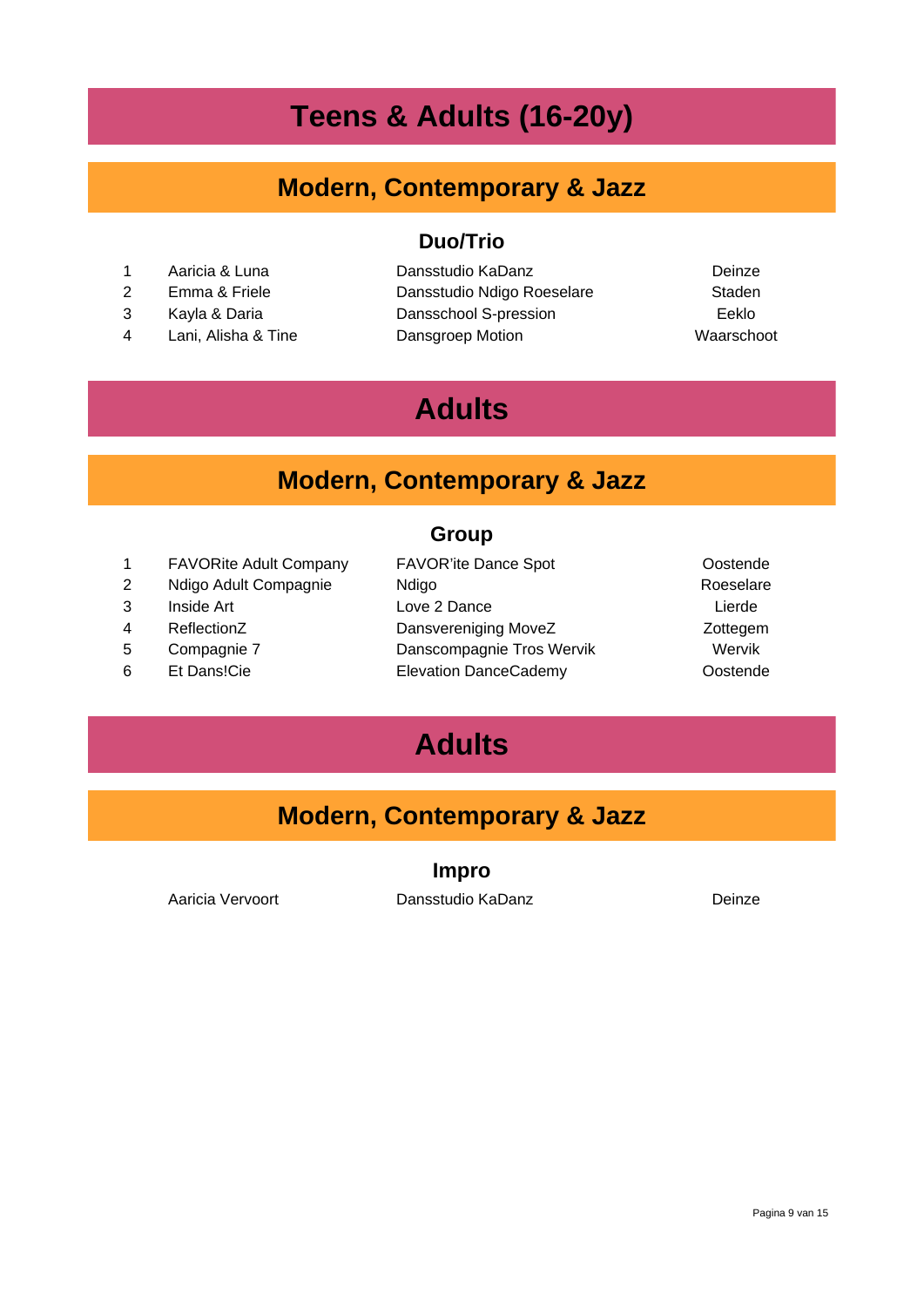# Teens & Adults (16-20y)

## Modern, Contemporary & Jazz

### Duo/Trio

| | | | |
|---|---|---|---|
| 1 | Aaricia & Luna | Dansstudio KaDanz | Deinze |
| 2 | Emma & Friele | Dansstudio Ndigo Roeselare | Staden |
| 3 | Kayla & Daria | Dansschool S-pression | Eeklo |
| 4 | Lani, Alisha & Tine | Dansgroep Motion | Waarschoot |

# Adults

## Modern, Contemporary & Jazz

### Group

| | | | |
|---|---|---|---|
| 1 | FAVORite Adult Company | FAVOR'ite Dance Spot | Oostende |
| 2 | Ndigo Adult Compagnie | Ndigo | Roeselare |
| 3 | Inside Art | Love 2 Dance | Lierde |
| 4 | ReflectionZ | Dansvereniging MoveZ | Zottegem |
| 5 | Compagnie 7 | Danscompagnie Tros Wervik | Wervik |
| 6 | Et Dans!Cie | Elevation DanceCademy | Oostende |

# Adults

## Modern, Contemporary & Jazz

### Impro

| | | |
|---|---|---|
| Aaricia Vervoort | Dansstudio KaDanz | Deinze |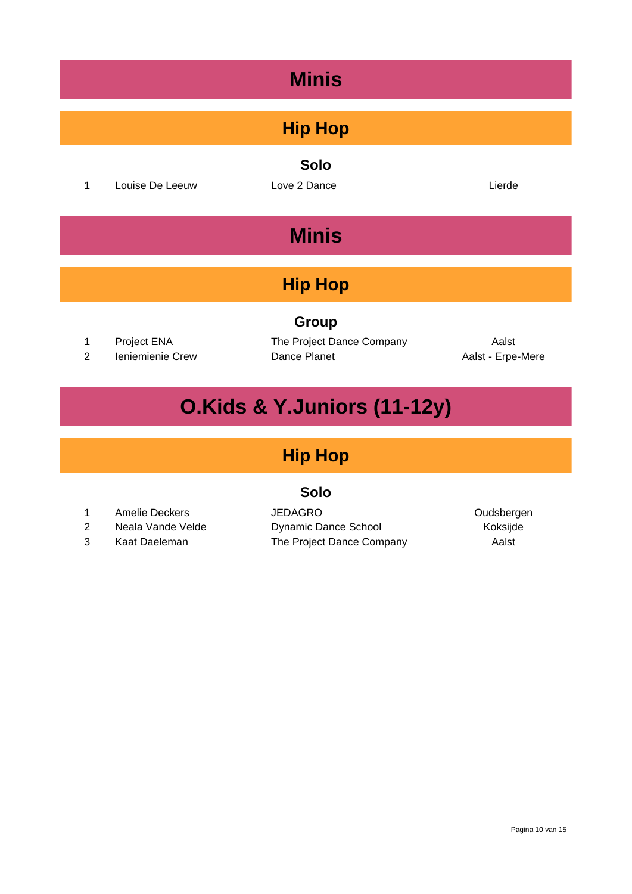# Minis

## Hip Hop

### Solo

| | | | |
|---|---|---|---|
| 1 | Louise De Leeuw | Love 2 Dance | Lierde |

# Minis

## Hip Hop

### Group

| | | | |
|---|---|---|---|
| 1 | Project ENA | The Project Dance Company | Aalst |
| 2 | Ieniemienie Crew | Dance Planet | Aalst - Erpe-Mere |

# O.Kids & Y.Juniors (11-12y)

## Hip Hop

### Solo

| | | | |
|---|---|---|---|
| 1 | Amelie Deckers | JEDAGRO | Oudsbergen |
| 2 | Neala Vande Velde | Dynamic Dance School | Koksijde |
| 3 | Kaat Daeleman | The Project Dance Company | Aalst |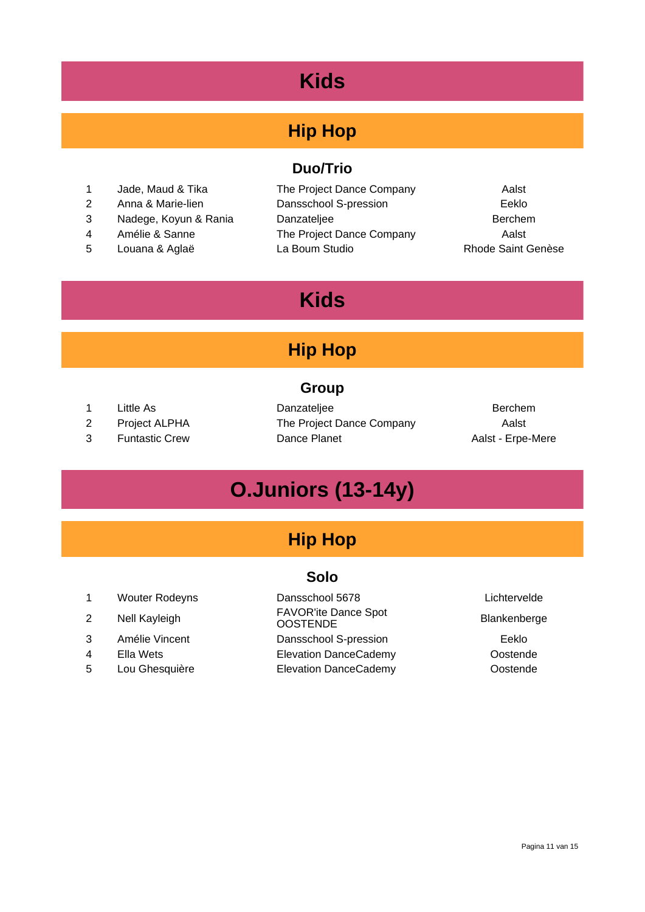# Kids

## Hip Hop

### Duo/Trio

| | | | |
|---|---|---|---|
| 1 | Jade, Maud & Tika | The Project Dance Company | Aalst |
| 2 | Anna & Marie-lien | Dansschool S-pression | Eeklo |
| 3 | Nadege, Koyun & Rania | Danzateljee | Berchem |
| 4 | Amélie & Sanne | The Project Dance Company | Aalst |
| 5 | Louana & Aglaë | La Boum Studio | Rhode Saint Genèse |

# Kids

## Hip Hop

### Group

| | | | |
|---|---|---|---|
| 1 | Little As | Danzateljee | Berchem |
| 2 | Project ALPHA | The Project Dance Company | Aalst |
| 3 | Funtastic Crew | Dance Planet | Aalst - Erpe-Mere |

# O.Juniors (13-14y)

## Hip Hop

### Solo

| | | | |
|---|---|---|---|
| 1 | Wouter Rodeyns | Dansschool 5678 | Lichtervelde |
| 2 | Nell Kayleigh | FAVOR'ite Dance Spot OOSTENDE | Blankenberge |
| 3 | Amélie Vincent | Dansschool S-pression | Eeklo |
| 4 | Ella Wets | Elevation DanceCademy | Oostende |
| 5 | Lou Ghesquière | Elevation DanceCademy | Oostende |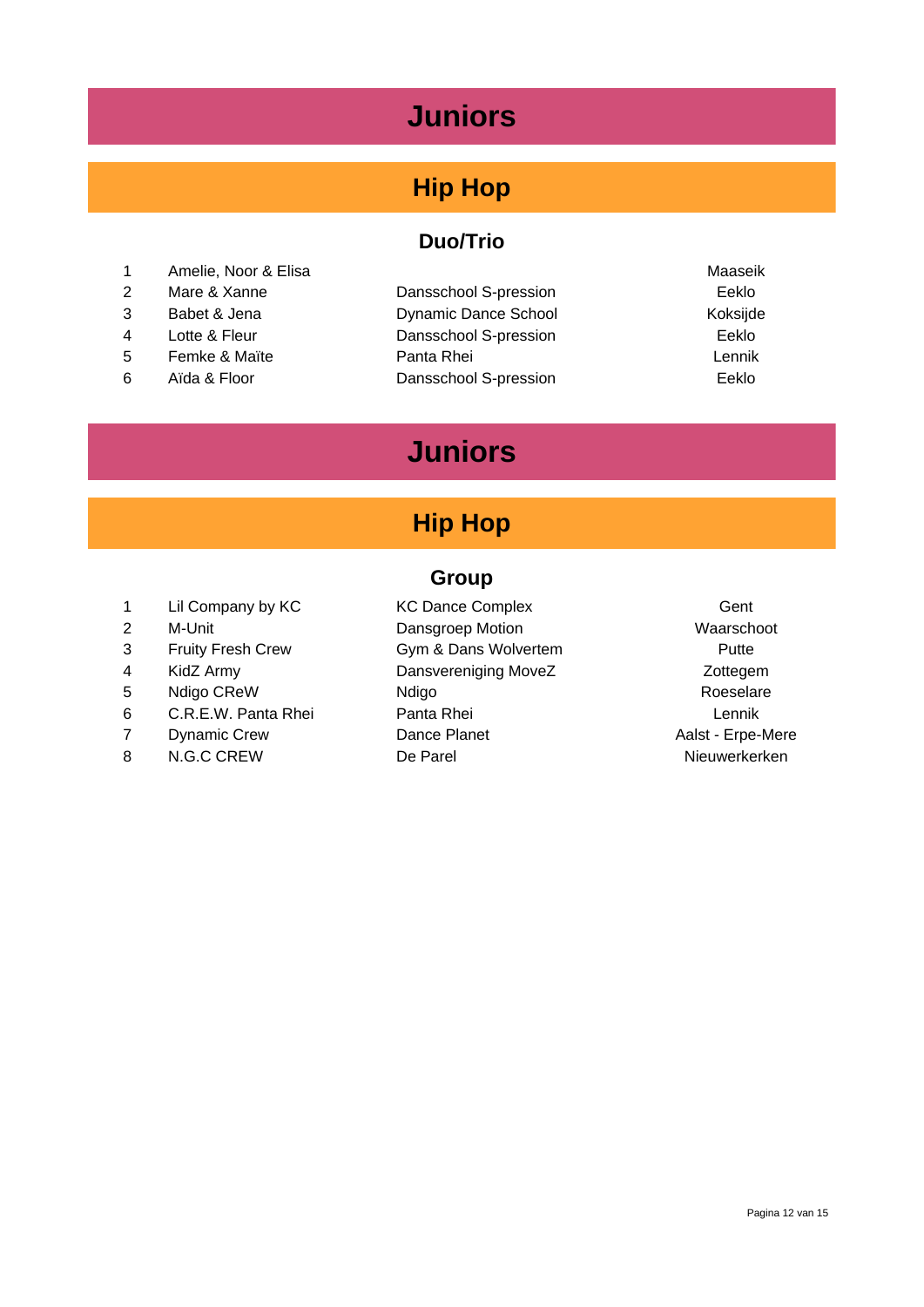# Juniors

## Hip Hop

### Duo/Trio

| | | | |
|---|---|---|---|
| 1 | Amelie, Noor & Elisa | | Maaseik |
| 2 | Mare & Xanne | Dansschool S-pression | Eeklo |
| 3 | Babet & Jena | Dynamic Dance School | Koksijde |
| 4 | Lotte & Fleur | Dansschool S-pression | Eeklo |
| 5 | Femke & Maïte | Panta Rhei | Lennik |
| 6 | Aïda & Floor | Dansschool S-pression | Eeklo |

# Juniors

## Hip Hop

### Group

| | | | |
|---|---|---|---|
| 1 | Lil Company by KC | KC Dance Complex | Gent |
| 2 | M-Unit | Dansgroep Motion | Waarschoot |
| 3 | Fruity Fresh Crew | Gym & Dans Wolvertem | Putte |
| 4 | KidZ Army | Dansvereniging MoveZ | Zottegem |
| 5 | Ndigo CReW | Ndigo | Roeselare |
| 6 | C.R.E.W. Panta Rhei | Panta Rhei | Lennik |
| 7 | Dynamic Crew | Dance Planet | Aalst - Erpe-Mere |
| 8 | N.G.C CREW | De Parel | Nieuwerkerken |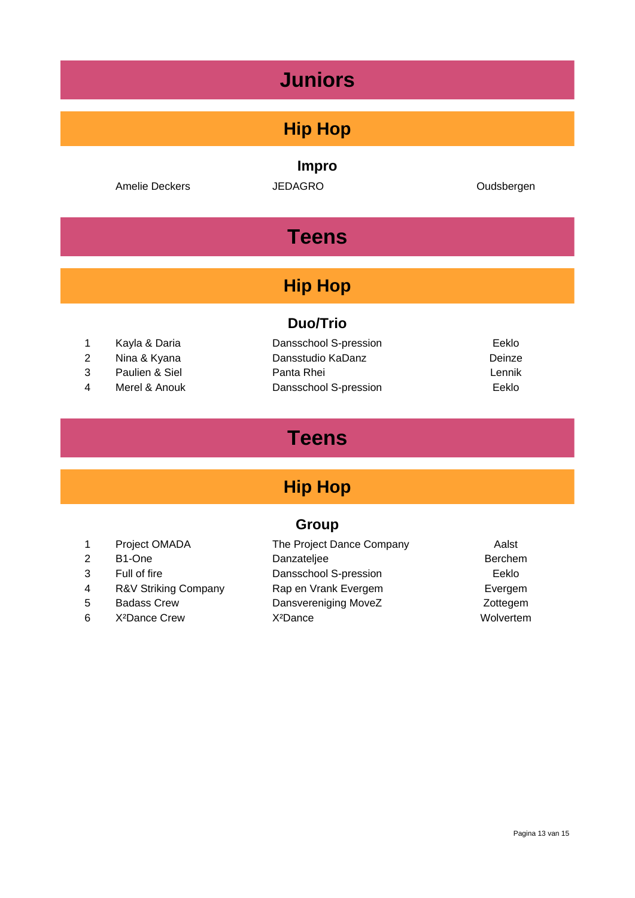# Juniors

## Hip Hop

### Impro

| | | | |
|---|---|---|---|
| | Amelie Deckers | JEDAGRO | Oudsbergen |

# Teens

## Hip Hop

### Duo/Trio

| | | | |
|---|---|---|---|
| 1 | Kayla & Daria | Dansschool S-pression | Eeklo |
| 2 | Nina & Kyana | Dansstudio KaDanz | Deinze |
| 3 | Paulien & Siel | Panta Rhei | Lennik |
| 4 | Merel & Anouk | Dansschool S-pression | Eeklo |

# Teens

## Hip Hop

### Group

| | | | |
|---|---|---|---|
| 1 | Project OMADA | The Project Dance Company | Aalst |
| 2 | B1-One | Danzateljee | Berchem |
| 3 | Full of fire | Dansschool S-pression | Eeklo |
| 4 | R&V Striking Company | Rap en Vrank Evergem | Evergem |
| 5 | Badass Crew | Dansvereniging MoveZ | Zottegem |
| 6 | X²Dance Crew | X²Dance | Wolvertem |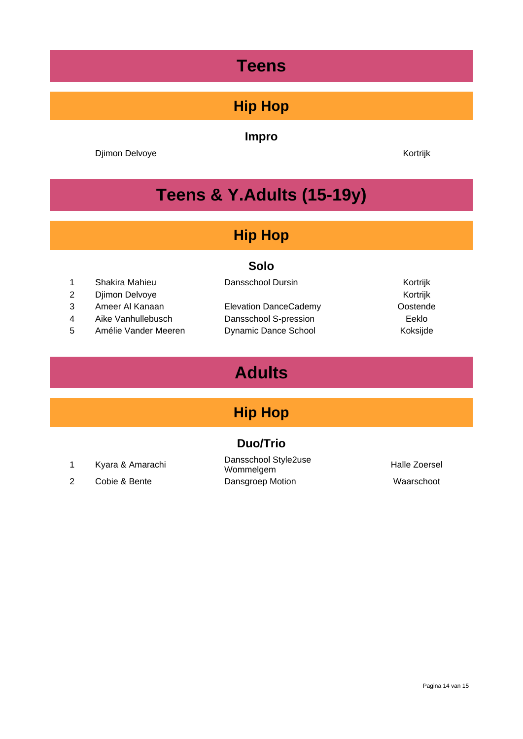# Teens

## Hip Hop

### Impro

| | | | |
|---|---|---|---|
| | Djimon Delvoye | | Kortrijk |

# Teens & Y.Adults (15-19y)

## Hip Hop

### Solo

| | | | |
|---|---|---|---|
| 1 | Shakira Mahieu | Dansschool Dursin | Kortrijk |
| 2 | Djimon Delvoye | | Kortrijk |
| 3 | Ameer Al Kanaan | Elevation DanceCademy | Oostende |
| 4 | Aike Vanhullebusch | Dansschool S-pression | Eeklo |
| 5 | Amélie Vander Meeren | Dynamic Dance School | Koksijde |

# Adults

## Hip Hop

### Duo/Trio

| | | | |
|---|---|---|---|
| 1 | Kyara & Amarachi | Dansschool Style2use Wommelgem | Halle Zoersel |
| 2 | Cobie & Bente | Dansgroep Motion | Waarschoot |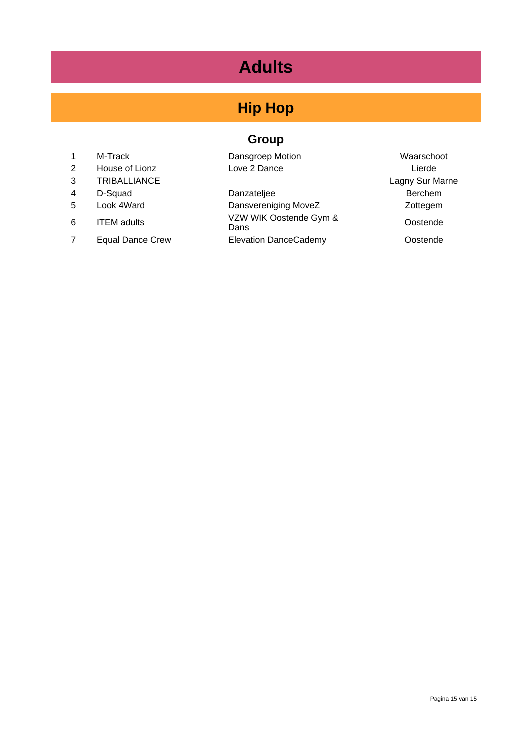# Adults

## Hip Hop

### Group

| | | | |
|---|---|---|---|
| 1 | M-Track | Dansgroep Motion | Waarschoot |
| 2 | House of Lionz | Love 2 Dance | Lierde |
| 3 | TRIBALLIANCE | | Lagny Sur Marne |
| 4 | D-Squad | Danzateljee | Berchem |
| 5 | Look 4Ward | Dansvereniging MoveZ | Zottegem |
| 6 | ITEM adults | VZW WIK Oostende Gym & Dans | Oostende |
| 7 | Equal Dance Crew | Elevation DanceCademy | Oostende |